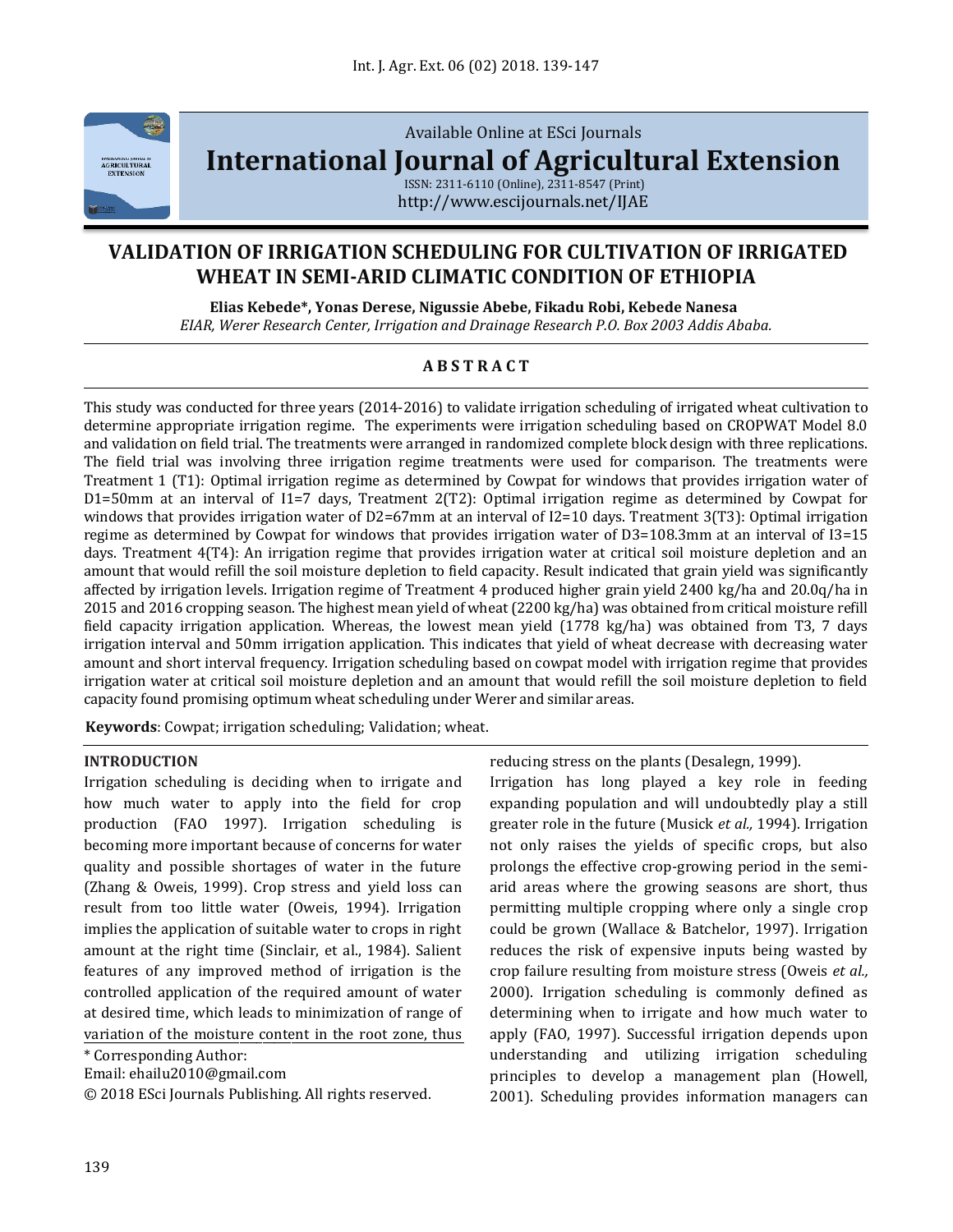Available Online at ESci Journals

**International Journal of Agricultural Extension**

ISSN: 2311-6110 (Online), 2311-8547 (Print)
http://www.escijournals.net/IJAE

# VALIDATION OF IRRIGATION SCHEDULING FOR CULTIVATION OF IRRIGATED WHEAT IN SEMI-ARID CLIMATIC CONDITION OF ETHIOPIA

**Elias Kebede\*, Yonas Derese, Nigussie Abebe, Fikadu Robi, Kebede Nanesa**

*EIAR, Werer Research Center, Irrigation and Drainage Research P.O. Box 2003 Addis Ababa.*

## ABSTRACT

This study was conducted for three years (2014-2016) to validate irrigation scheduling of irrigated wheat cultivation to determine appropriate irrigation regime. The experiments were irrigation scheduling based on CROPWAT Model 8.0 and validation on field trial. The treatments were arranged in randomized complete block design with three replications. The field trial was involving three irrigation regime treatments were used for comparison. The treatments were Treatment 1 (T1): Optimal irrigation regime as determined by Cowpat for windows that provides irrigation water of D1=50mm at an interval of I1=7 days, Treatment 2(T2): Optimal irrigation regime as determined by Cowpat for windows that provides irrigation water of D2=67mm at an interval of I2=10 days. Treatment 3(T3): Optimal irrigation regime as determined by Cowpat for windows that provides irrigation water of D3=108.3mm at an interval of I3=15 days. Treatment 4(T4): An irrigation regime that provides irrigation water at critical soil moisture depletion and an amount that would refill the soil moisture depletion to field capacity. Result indicated that grain yield was significantly affected by irrigation levels. Irrigation regime of Treatment 4 produced higher grain yield 2400 kg/ha and 20.0q/ha in 2015 and 2016 cropping season. The highest mean yield of wheat (2200 kg/ha) was obtained from critical moisture refill field capacity irrigation application. Whereas, the lowest mean yield (1778 kg/ha) was obtained from T3, 7 days irrigation interval and 50mm irrigation application. This indicates that yield of wheat decrease with decreasing water amount and short interval frequency. Irrigation scheduling based on cowpat model with irrigation regime that provides irrigation water at critical soil moisture depletion and an amount that would refill the soil moisture depletion to field capacity found promising optimum wheat scheduling under Werer and similar areas.

**Keywords**: Cowpat; irrigation scheduling; Validation; wheat.

## INTRODUCTION

Irrigation scheduling is deciding when to irrigate and how much water to apply into the field for crop production (FAO 1997). Irrigation scheduling is becoming more important because of concerns for water quality and possible shortages of water in the future (Zhang & Oweis, 1999). Crop stress and yield loss can result from too little water (Oweis, 1994). Irrigation implies the application of suitable water to crops in right amount at the right time (Sinclair, et al., 1984). Salient features of any improved method of irrigation is the controlled application of the required amount of water at desired time, which leads to minimization of range of variation of the moisture content in the root zone, thus reducing stress on the plants (Desalegn, 1999).

Irrigation has long played a key role in feeding expanding population and will undoubtedly play a still greater role in the future (Musick *et al.,* 1994). Irrigation not only raises the yields of specific crops, but also prolongs the effective crop-growing period in the semi-arid areas where the growing seasons are short, thus permitting multiple cropping where only a single crop could be grown (Wallace & Batchelor, 1997). Irrigation reduces the risk of expensive inputs being wasted by crop failure resulting from moisture stress (Oweis *et al.,* 2000). Irrigation scheduling is commonly defined as determining when to irrigate and how much water to apply (FAO, 1997). Successful irrigation depends upon understanding and utilizing irrigation scheduling principles to develop a management plan (Howell, 2001). Scheduling provides information managers can

\* Corresponding Author:

Email: ehailu2010@gmail.com

© 2018 ESci Journals Publishing. All rights reserved.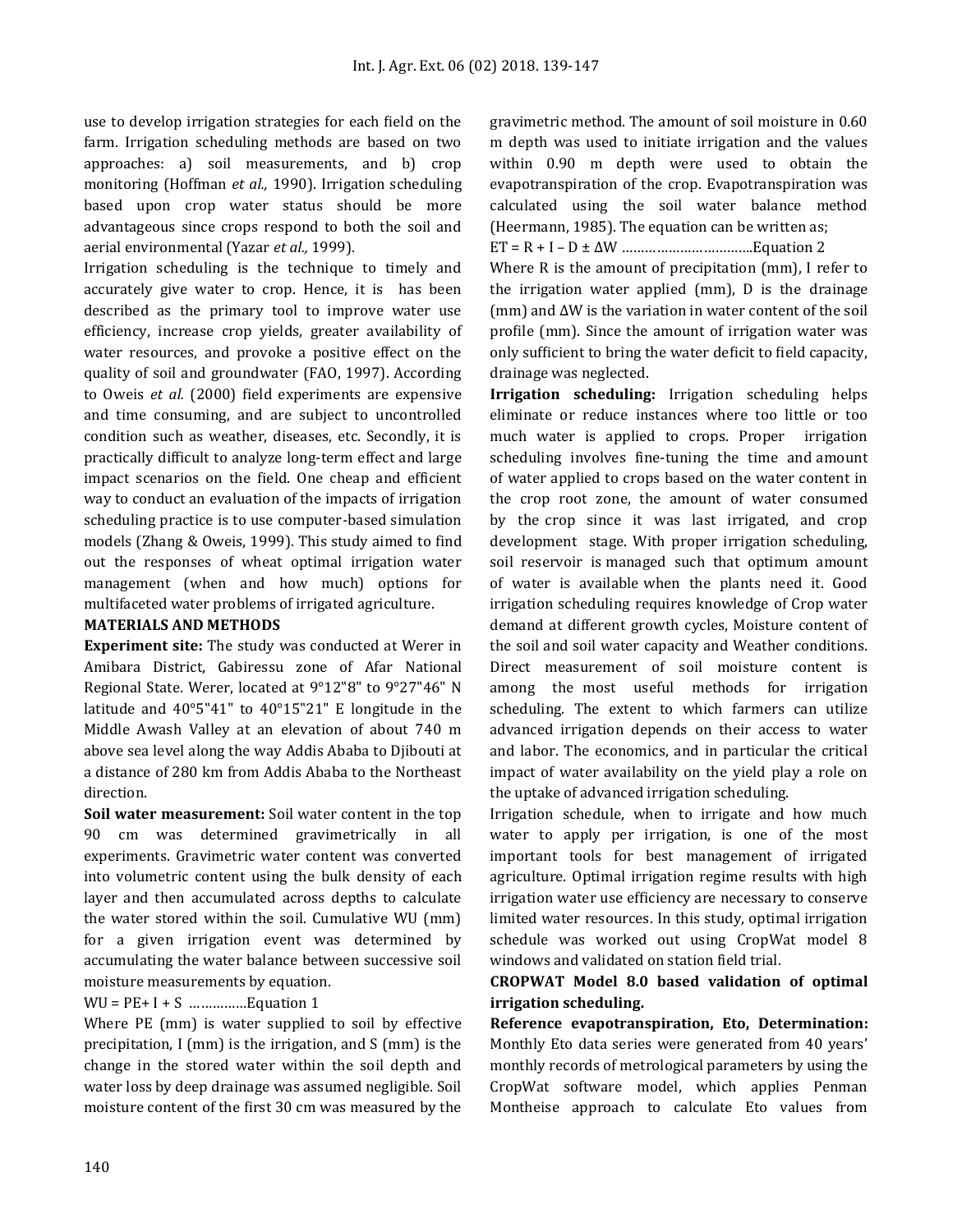use to develop irrigation strategies for each field on the farm. Irrigation scheduling methods are based on two approaches: a) soil measurements, and b) crop monitoring (Hoffman *et al.,* 1990). Irrigation scheduling based upon crop water status should be more advantageous since crops respond to both the soil and aerial environmental (Yazar *et al.,* 1999).

Irrigation scheduling is the technique to timely and accurately give water to crop. Hence, it is has been described as the primary tool to improve water use efficiency, increase crop yields, greater availability of water resources, and provoke a positive effect on the quality of soil and groundwater (FAO, 1997). According to Oweis *et al.* (2000) field experiments are expensive and time consuming, and are subject to uncontrolled condition such as weather, diseases, etc. Secondly, it is practically difficult to analyze long-term effect and large impact scenarios on the field. One cheap and efficient way to conduct an evaluation of the impacts of irrigation scheduling practice is to use computer-based simulation models (Zhang & Oweis, 1999). This study aimed to find out the responses of wheat optimal irrigation water management (when and how much) options for multifaceted water problems of irrigated agriculture.

## MATERIALS AND METHODS

**Experiment site:** The study was conducted at Werer in Amibara District, Gabiressu zone of Afar National Regional State. Werer, located at 9°12"8" to 9°27"46" N latitude and 40°5"41" to 40°15"21" E longitude in the Middle Awash Valley at an elevation of about 740 m above sea level along the way Addis Ababa to Djibouti at a distance of 280 km from Addis Ababa to the Northeast direction.

**Soil water measurement:** Soil water content in the top 90 cm was determined gravimetrically in all experiments. Gravimetric water content was converted into volumetric content using the bulk density of each layer and then accumulated across depths to calculate the water stored within the soil. Cumulative WU (mm) for a given irrigation event was determined by accumulating the water balance between successive soil moisture measurements by equation.

$$WU = PE + I + S \quad \text{……………Equation 1}$$

Where PE (mm) is water supplied to soil by effective precipitation, I (mm) is the irrigation, and S (mm) is the change in the stored water within the soil depth and water loss by deep drainage was assumed negligible. Soil moisture content of the first 30 cm was measured by the gravimetric method. The amount of soil moisture in 0.60 m depth was used to initiate irrigation and the values within 0.90 m depth were used to obtain the evapotranspiration of the crop. Evapotranspiration was calculated using the soil water balance method (Heermann, 1985). The equation can be written as;

$$ET = R + I - D \pm \Delta W \quad \text{……………………………Equation 2}$$

Where R is the amount of precipitation (mm), I refer to the irrigation water applied (mm), D is the drainage (mm) and $\Delta W$ is the variation in water content of the soil profile (mm). Since the amount of irrigation water was only sufficient to bring the water deficit to field capacity, drainage was neglected.

**Irrigation scheduling:** Irrigation scheduling helps eliminate or reduce instances where too little or too much water is applied to crops. Proper irrigation scheduling involves fine-tuning the time and amount of water applied to crops based on the water content in the crop root zone, the amount of water consumed by the crop since it was last irrigated, and crop development stage. With proper irrigation scheduling, soil reservoir is managed such that optimum amount of water is available when the plants need it. Good irrigation scheduling requires knowledge of Crop water demand at different growth cycles, Moisture content of the soil and soil water capacity and Weather conditions. Direct measurement of soil moisture content is among the most useful methods for irrigation scheduling. The extent to which farmers can utilize advanced irrigation depends on their access to water and labor. The economics, and in particular the critical impact of water availability on the yield play a role on the uptake of advanced irrigation scheduling.

Irrigation schedule, when to irrigate and how much water to apply per irrigation, is one of the most important tools for best management of irrigated agriculture. Optimal irrigation regime results with high irrigation water use efficiency are necessary to conserve limited water resources. In this study, optimal irrigation schedule was worked out using CropWat model 8 windows and validated on station field trial.

### CROPWAT Model 8.0 based validation of optimal irrigation scheduling.

**Reference evapotranspiration, Eto, Determination:** Monthly Eto data series were generated from 40 years' monthly records of metrological parameters by using the CropWat software model, which applies Penman Montheise approach to calculate Eto values from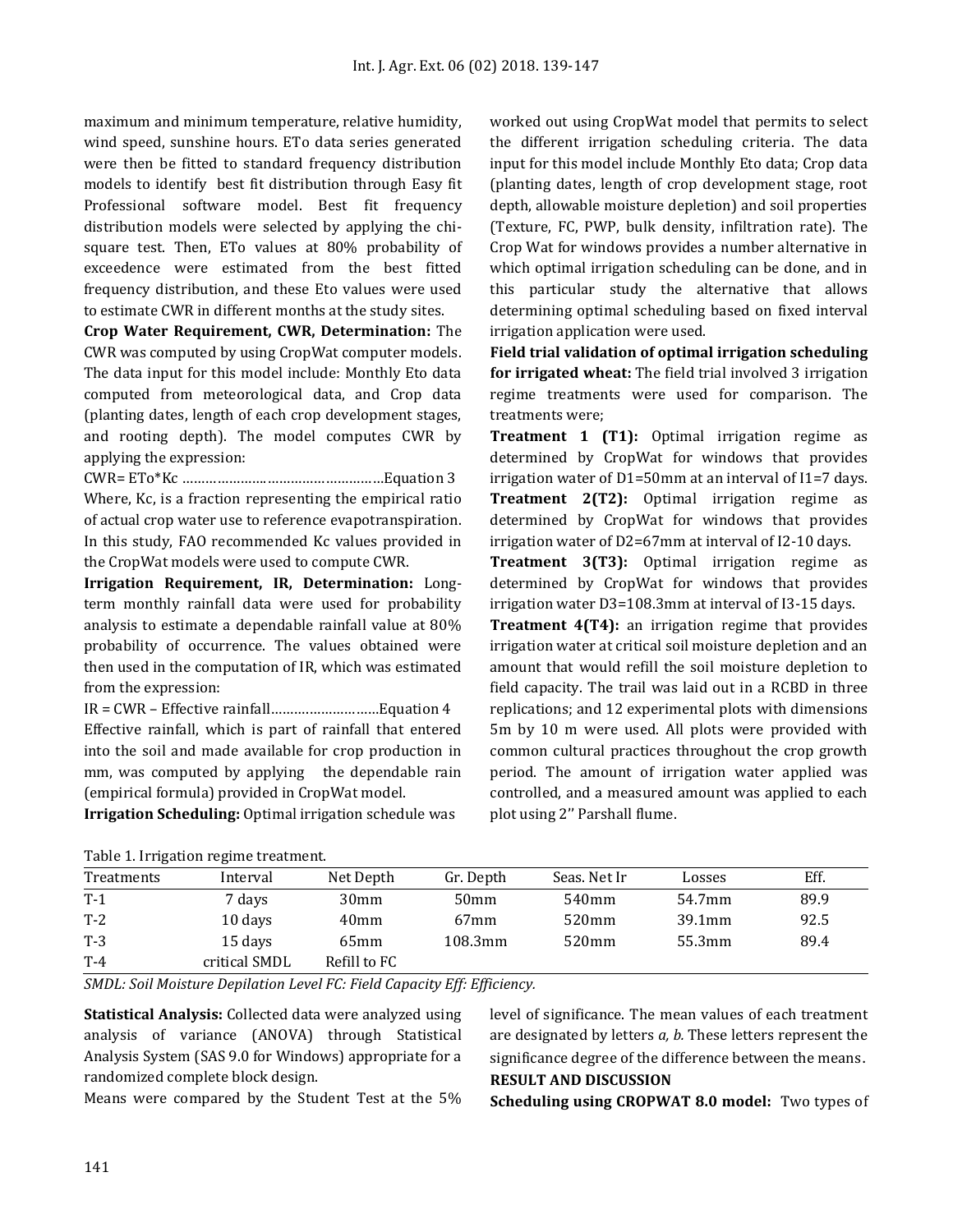maximum and minimum temperature, relative humidity, wind speed, sunshine hours. ETo data series generated were then be fitted to standard frequency distribution models to identify best fit distribution through Easy fit Professional software model. Best fit frequency distribution models were selected by applying the chi-square test. Then, ETo values at 80% probability of exceedence were estimated from the best fitted frequency distribution, and these Eto values were used to estimate CWR in different months at the study sites.

**Crop Water Requirement, CWR, Determination:** The CWR was computed by using CropWat computer models. The data input for this model include: Monthly Eto data computed from meteorological data, and Crop data (planting dates, length of each crop development stages, and rooting depth). The model computes CWR by applying the expression:

$CWR = ETo*Kc$ ……………..……………………………Equation 3

Where, Kc, is a fraction representing the empirical ratio of actual crop water use to reference evapotranspiration. In this study, FAO recommended Kc values provided in the CropWat models were used to compute CWR.

**Irrigation Requirement, IR, Determination:** Long-term monthly rainfall data were used for probability analysis to estimate a dependable rainfall value at 80% probability of occurrence. The values obtained were then used in the computation of IR, which was estimated from the expression:

$IR = CWR - \text{Effective rainfall}$……………………….Equation 4

Effective rainfall, which is part of rainfall that entered into the soil and made available for crop production in mm, was computed by applying the dependable rain (empirical formula) provided in CropWat model.

**Irrigation Scheduling:** Optimal irrigation schedule was worked out using CropWat model that permits to select the different irrigation scheduling criteria. The data input for this model include Monthly Eto data; Crop data (planting dates, length of crop development stage, root depth, allowable moisture depletion) and soil properties (Texture, FC, PWP, bulk density, infiltration rate). The Crop Wat for windows provides a number alternative in which optimal irrigation scheduling can be done, and in this particular study the alternative that allows determining optimal scheduling based on fixed interval irrigation application were used.

**Field trial validation of optimal irrigation scheduling for irrigated wheat:** The field trial involved 3 irrigation regime treatments were used for comparison. The treatments were;

**Treatment 1 (T1):** Optimal irrigation regime as determined by CropWat for windows that provides irrigation water of D1=50mm at an interval of I1=7 days.

**Treatment 2(T2):** Optimal irrigation regime as determined by CropWat for windows that provides irrigation water of D2=67mm at interval of I2-10 days.

**Treatment 3(T3):** Optimal irrigation regime as determined by CropWat for windows that provides irrigation water D3=108.3mm at interval of I3-15 days.

**Treatment 4(T4):** an irrigation regime that provides irrigation water at critical soil moisture depletion and an amount that would refill the soil moisture depletion to field capacity. The trail was laid out in a RCBD in three replications; and 12 experimental plots with dimensions 5m by 10 m were used. All plots were provided with common cultural practices throughout the crop growth period. The amount of irrigation water applied was controlled, and a measured amount was applied to each plot using 2'' Parshall flume.

Table 1. Irrigation regime treatment.

| Treatments | Interval | Net Depth | Gr. Depth | Seas. Net Ir | Losses | Eff. |
|---|---|---|---|---|---|---|
| T-1 | 7 days | 30mm | 50mm | 540mm | 54.7mm | 89.9 |
| T-2 | 10 days | 40mm | 67mm | 520mm | 39.1mm | 92.5 |
| T-3 | 15 days | 65mm | 108.3mm | 520mm | 55.3mm | 89.4 |
| T-4 | critical SMDL | Refill to FC | | | | |

*SMDL: Soil Moisture Depilation Level FC: Field Capacity Eff: Efficiency.*

**Statistical Analysis:** Collected data were analyzed using analysis of variance (ANOVA) through Statistical Analysis System (SAS 9.0 for Windows) appropriate for a randomized complete block design.

Means were compared by the Student Test at the 5% level of significance. The mean values of each treatment are designated by letters *a, b.* These letters represent the significance degree of the difference between the means.

## RESULT AND DISCUSSION

**Scheduling using CROPWAT 8.0 model:** Two types of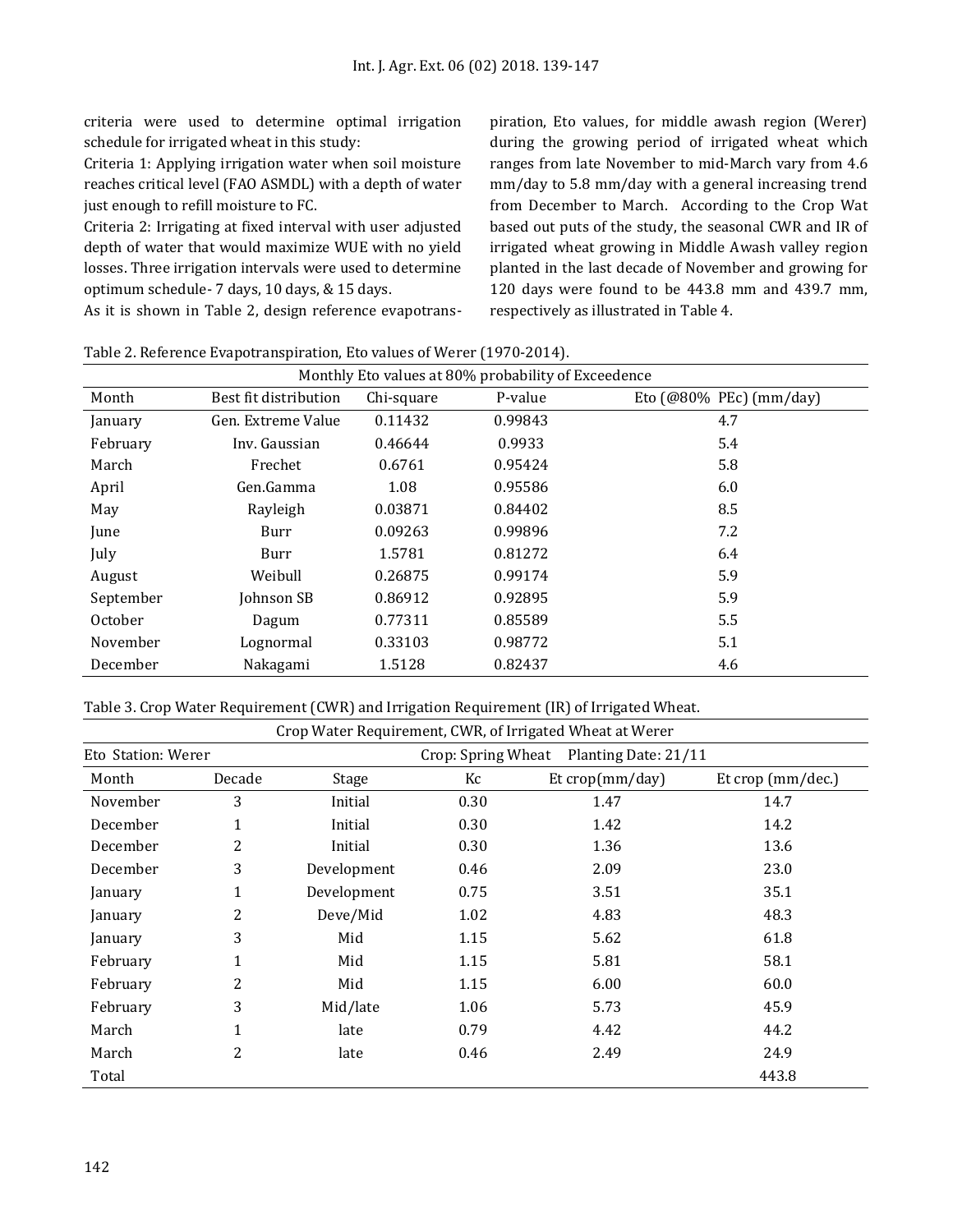criteria were used to determine optimal irrigation schedule for irrigated wheat in this study:

Criteria 1: Applying irrigation water when soil moisture reaches critical level (FAO ASMDL) with a depth of water just enough to refill moisture to FC.

Criteria 2: Irrigating at fixed interval with user adjusted depth of water that would maximize WUE with no yield losses. Three irrigation intervals were used to determine optimum schedule- 7 days, 10 days, & 15 days.

As it is shown in Table 2, design reference evapotranspiration, Eto values, for middle awash region (Werer) during the growing period of irrigated wheat which ranges from late November to mid-March vary from 4.6 mm/day to 5.8 mm/day with a general increasing trend from December to March. According to the Crop Wat based out puts of the study, the seasonal CWR and IR of irrigated wheat growing in Middle Awash valley region planted in the last decade of November and growing for 120 days were found to be 443.8 mm and 439.7 mm, respectively as illustrated in Table 4.

Table 2. Reference Evapotranspiration, Eto values of Werer (1970-2014).

| Monthly Eto values at 80% probability of Exceedence | | | | |
|---|---|---|---|---|
| Month | Best fit distribution | Chi-square | P-value | Eto (@80% PEc) (mm/day) |
| January | Gen. Extreme Value | 0.11432 | 0.99843 | 4.7 |
| February | Inv. Gaussian | 0.46644 | 0.9933 | 5.4 |
| March | Frechet | 0.6761 | 0.95424 | 5.8 |
| April | Gen.Gamma | 1.08 | 0.95586 | 6.0 |
| May | Rayleigh | 0.03871 | 0.84402 | 8.5 |
| June | Burr | 0.09263 | 0.99896 | 7.2 |
| July | Burr | 1.5781 | 0.81272 | 6.4 |
| August | Weibull | 0.26875 | 0.99174 | 5.9 |
| September | Johnson SB | 0.86912 | 0.92895 | 5.9 |
| October | Dagum | 0.77311 | 0.85589 | 5.5 |
| November | Lognormal | 0.33103 | 0.98772 | 5.1 |
| December | Nakagami | 1.5128 | 0.82437 | 4.6 |

Table 3. Crop Water Requirement (CWR) and Irrigation Requirement (IR) of Irrigated Wheat.

| Crop Water Requirement, CWR, of Irrigated Wheat at Werer | | | | | |
|---|---|---|---|---|---|
| Eto Station: Werer | | | Crop: Spring Wheat | Planting Date: 21/11 | |
| Month | Decade | Stage | Kc | Et crop(mm/day) | Et crop (mm/dec.) |
| November | 3 | Initial | 0.30 | 1.47 | 14.7 |
| December | 1 | Initial | 0.30 | 1.42 | 14.2 |
| December | 2 | Initial | 0.30 | 1.36 | 13.6 |
| December | 3 | Development | 0.46 | 2.09 | 23.0 |
| January | 1 | Development | 0.75 | 3.51 | 35.1 |
| January | 2 | Deve/Mid | 1.02 | 4.83 | 48.3 |
| January | 3 | Mid | 1.15 | 5.62 | 61.8 |
| February | 1 | Mid | 1.15 | 5.81 | 58.1 |
| February | 2 | Mid | 1.15 | 6.00 | 60.0 |
| February | 3 | Mid/late | 1.06 | 5.73 | 45.9 |
| March | 1 | late | 0.79 | 4.42 | 44.2 |
| March | 2 | late | 0.46 | 2.49 | 24.9 |
| Total | | | | | 443.8 |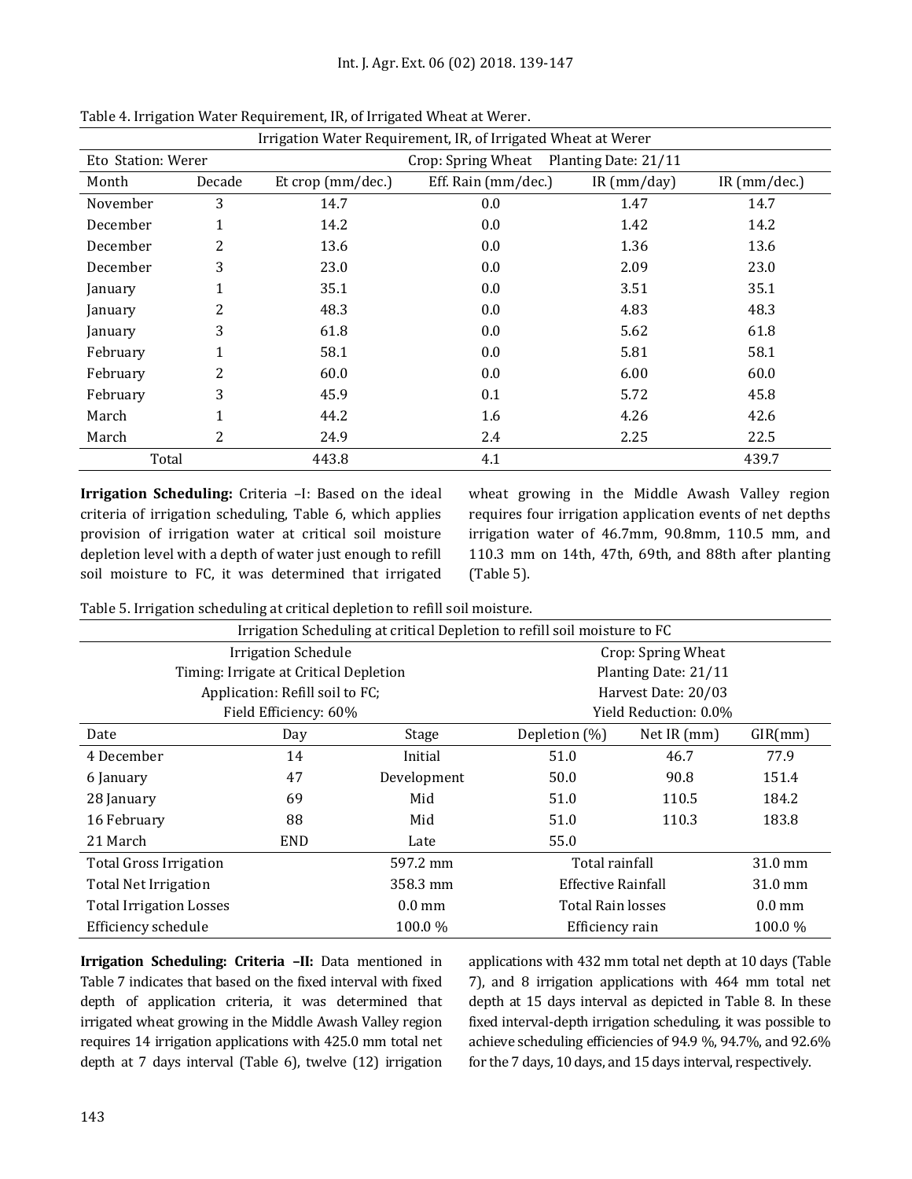Table 4. Irrigation Water Requirement, IR, of Irrigated Wheat at Werer.

| Irrigation Water Requirement, IR, of Irrigated Wheat at Werer | | | | | |
|---|---|---|---|---|---|
| Eto Station: Werer | | | Crop: Spring Wheat | Planting Date: 21/11 | |
| Month | Decade | Et crop (mm/dec.) | Eff. Rain (mm/dec.) | IR (mm/day) | IR (mm/dec.) |
| November | 3 | 14.7 | 0.0 | 1.47 | 14.7 |
| December | 1 | 14.2 | 0.0 | 1.42 | 14.2 |
| December | 2 | 13.6 | 0.0 | 1.36 | 13.6 |
| December | 3 | 23.0 | 0.0 | 2.09 | 23.0 |
| January | 1 | 35.1 | 0.0 | 3.51 | 35.1 |
| January | 2 | 48.3 | 0.0 | 4.83 | 48.3 |
| January | 3 | 61.8 | 0.0 | 5.62 | 61.8 |
| February | 1 | 58.1 | 0.0 | 5.81 | 58.1 |
| February | 2 | 60.0 | 0.0 | 6.00 | 60.0 |
| February | 3 | 45.9 | 0.1 | 5.72 | 45.8 |
| March | 1 | 44.2 | 1.6 | 4.26 | 42.6 |
| March | 2 | 24.9 | 2.4 | 2.25 | 22.5 |
| Total | | 443.8 | 4.1 | | 439.7 |

**Irrigation Scheduling:** Criteria –I: Based on the ideal criteria of irrigation scheduling, Table 6, which applies provision of irrigation water at critical soil moisture depletion level with a depth of water just enough to refill soil moisture to FC, it was determined that irrigated wheat growing in the Middle Awash Valley region requires four irrigation application events of net depths irrigation water of 46.7mm, 90.8mm, 110.5 mm, and 110.3 mm on 14th, 47th, 69th, and 88th after planting (Table 5).

Table 5. Irrigation scheduling at critical depletion to refill soil moisture.

| Irrigation Scheduling at critical Depletion to refill soil moisture to FC | | | | | |
|---|---|---|---|---|---|
| Irrigation Schedule | | | Crop: Spring Wheat | | |
| Timing: Irrigate at Critical Depletion | | | Planting Date: 21/11 | | |
| Application: Refill soil to FC; | | | Harvest Date: 20/03 | | |
| Field Efficiency: 60% | | | Yield Reduction: 0.0% | | |
| Date | Day | Stage | Depletion (%) | Net IR (mm) | GIR(mm) |
| 4 December | 14 | Initial | 51.0 | 46.7 | 77.9 |
| 6 January | 47 | Development | 50.0 | 90.8 | 151.4 |
| 28 January | 69 | Mid | 51.0 | 110.5 | 184.2 |
| 16 February | 88 | Mid | 51.0 | 110.3 | 183.8 |
| 21 March | END | Late | 55.0 | | |
| Total Gross Irrigation | | 597.2 mm | Total rainfall | | 31.0 mm |
| Total Net Irrigation | | 358.3 mm | Effective Rainfall | | 31.0 mm |
| Total Irrigation Losses | | 0.0 mm | Total Rain losses | | 0.0 mm |
| Efficiency schedule | | 100.0 % | Efficiency rain | | 100.0 % |

**Irrigation Scheduling: Criteria –II:** Data mentioned in Table 7 indicates that based on the fixed interval with fixed depth of application criteria, it was determined that irrigated wheat growing in the Middle Awash Valley region requires 14 irrigation applications with 425.0 mm total net depth at 7 days interval (Table 6), twelve (12) irrigation applications with 432 mm total net depth at 10 days (Table 7), and 8 irrigation applications with 464 mm total net depth at 15 days interval as depicted in Table 8. In these fixed interval-depth irrigation scheduling, it was possible to achieve scheduling efficiencies of 94.9 %, 94.7%, and 92.6% for the 7 days, 10 days, and 15 days interval, respectively.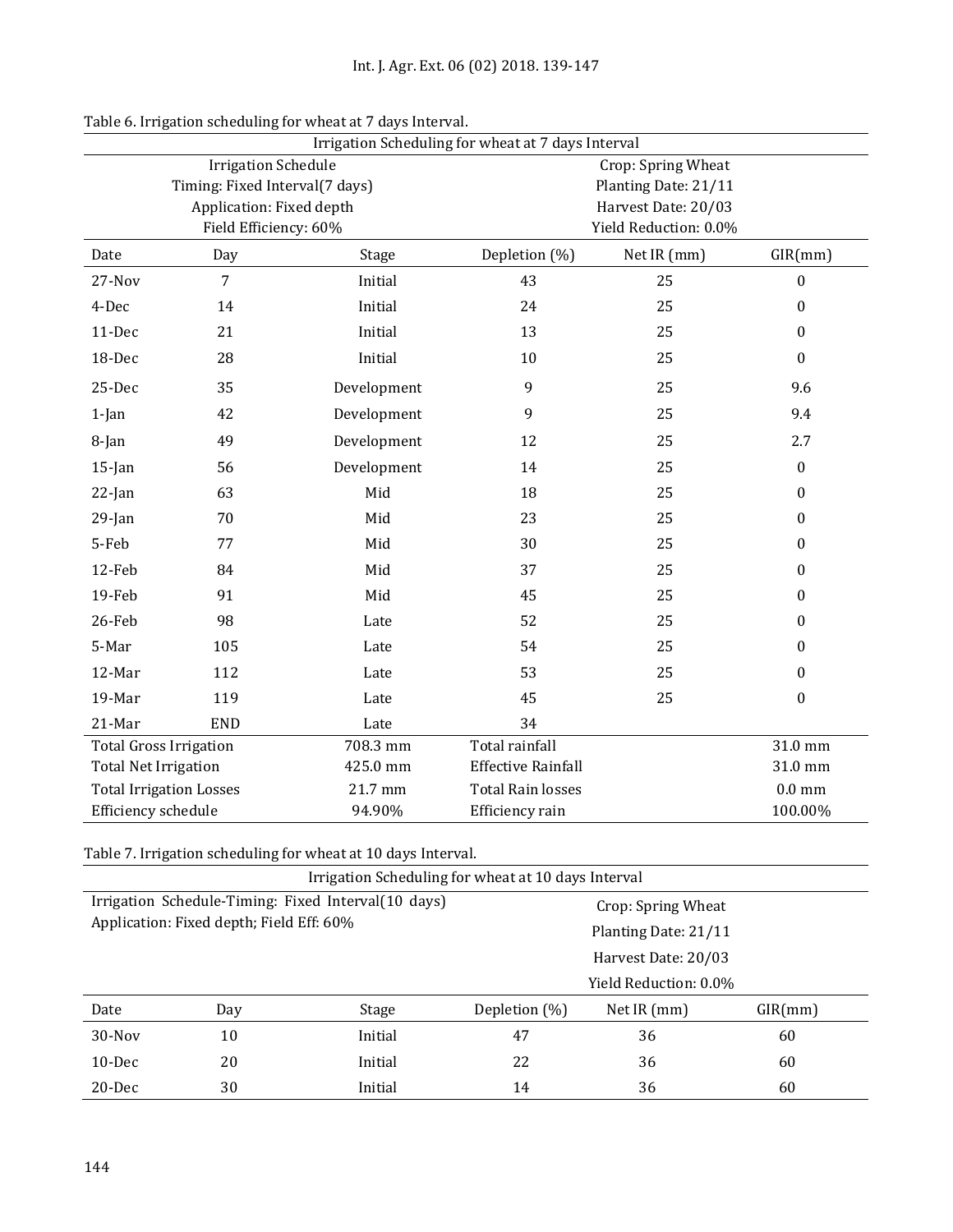Table 6. Irrigation scheduling for wheat at 7 days Interval.

| Irrigation Scheduling for wheat at 7 days Interval | | | | | |
|---|---|---|---|---|---|
| Irrigation Schedule<br>Timing: Fixed Interval(7 days)<br>Application: Fixed depth<br>Field Efficiency: 60% | | | Crop: Spring Wheat<br>Planting Date: 21/11<br>Harvest Date: 20/03<br>Yield Reduction: 0.0% | | |
| Date | Day | Stage | Depletion (%) | Net IR (mm) | GIR(mm) |
| 27-Nov | 7 | Initial | 43 | 25 | 0 |
| 4-Dec | 14 | Initial | 24 | 25 | 0 |
| 11-Dec | 21 | Initial | 13 | 25 | 0 |
| 18-Dec | 28 | Initial | 10 | 25 | 0 |
| 25-Dec | 35 | Development | 9 | 25 | 9.6 |
| 1-Jan | 42 | Development | 9 | 25 | 9.4 |
| 8-Jan | 49 | Development | 12 | 25 | 2.7 |
| 15-Jan | 56 | Development | 14 | 25 | 0 |
| 22-Jan | 63 | Mid | 18 | 25 | 0 |
| 29-Jan | 70 | Mid | 23 | 25 | 0 |
| 5-Feb | 77 | Mid | 30 | 25 | 0 |
| 12-Feb | 84 | Mid | 37 | 25 | 0 |
| 19-Feb | 91 | Mid | 45 | 25 | 0 |
| 26-Feb | 98 | Late | 52 | 25 | 0 |
| 5-Mar | 105 | Late | 54 | 25 | 0 |
| 12-Mar | 112 | Late | 53 | 25 | 0 |
| 19-Mar | 119 | Late | 45 | 25 | 0 |
| 21-Mar | END | Late | 34 | | |
| Total Gross Irrigation | | 708.3 mm | Total rainfall | | 31.0 mm |
| Total Net Irrigation | | 425.0 mm | Effective Rainfall | | 31.0 mm |
| Total Irrigation Losses | | 21.7 mm | Total Rain losses | | 0.0 mm |
| Efficiency schedule | | 94.90% | Efficiency rain | | 100.00% |

Table 7. Irrigation scheduling for wheat at 10 days Interval.

| Irrigation Scheduling for wheat at 10 days Interval | | | | | |
|---|---|---|---|---|---|
| Irrigation Schedule-Timing: Fixed Interval(10 days)<br>Application: Fixed depth; Field Eff: 60% | | | Crop: Spring Wheat<br>Planting Date: 21/11<br>Harvest Date: 20/03<br>Yield Reduction: 0.0% | | |
| Date | Day | Stage | Depletion (%) | Net IR (mm) | GIR(mm) |
| 30-Nov | 10 | Initial | 47 | 36 | 60 |
| 10-Dec | 20 | Initial | 22 | 36 | 60 |
| 20-Dec | 30 | Initial | 14 | 36 | 60 |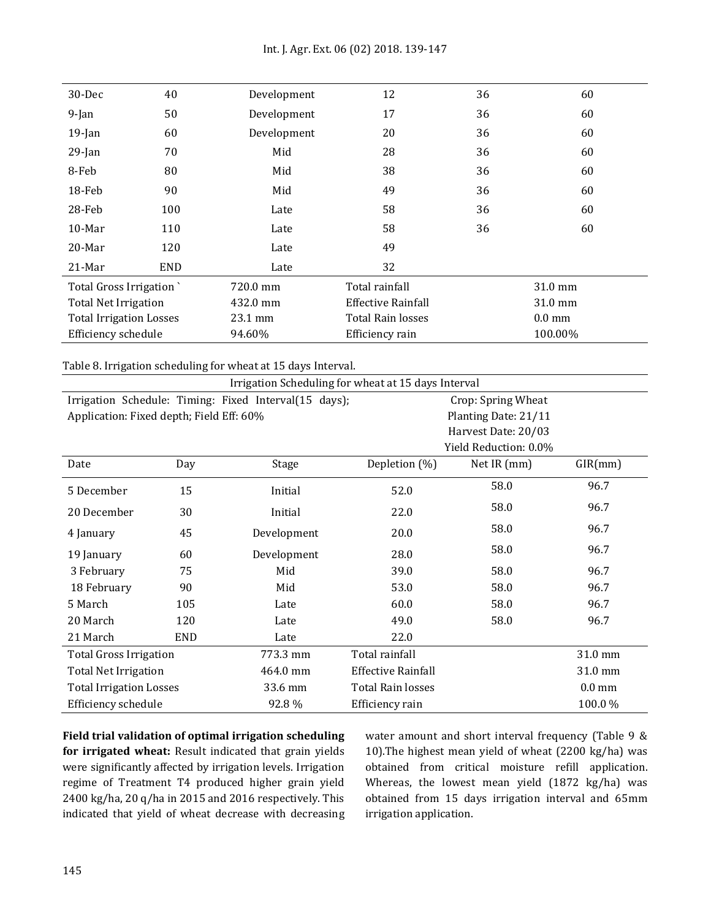| 30-Dec | 40 | Development | 12 | 36 | 60 |
|---|---|---|---|---|---|
| 9-Jan | 50 | Development | 17 | 36 | 60 |
| 19-Jan | 60 | Development | 20 | 36 | 60 |
| 29-Jan | 70 | Mid | 28 | 36 | 60 |
| 8-Feb | 80 | Mid | 38 | 36 | 60 |
| 18-Feb | 90 | Mid | 49 | 36 | 60 |
| 28-Feb | 100 | Late | 58 | 36 | 60 |
| 10-Mar | 110 | Late | 58 | 36 | 60 |
| 20-Mar | 120 | Late | 49 | | |
| 21-Mar | END | Late | 32 | | |
| Total Gross Irrigation ` | | 720.0 mm | Total rainfall | | 31.0 mm |
| Total Net Irrigation | | 432.0 mm | Effective Rainfall | | 31.0 mm |
| Total Irrigation Losses | | 23.1 mm | Total Rain losses | | 0.0 mm |
| Efficiency schedule | | 94.60% | Efficiency rain | | 100.00% |

Table 8. Irrigation scheduling for wheat at 15 days Interval.

| Irrigation Scheduling for wheat at 15 days Interval | | | | | |
|---|---|---|---|---|---|
| Irrigation Schedule: Timing: Fixed Interval(15 days); Application: Fixed depth; Field Eff: 60% | | | Crop: Spring Wheat Planting Date: 21/11 Harvest Date: 20/03 Yield Reduction: 0.0% | | |
| Date | Day | Stage | Depletion (%) | Net IR (mm) | GIR(mm) |
| 5 December | 15 | Initial | 52.0 | 58.0 | 96.7 |
| 20 December | 30 | Initial | 22.0 | 58.0 | 96.7 |
| 4 January | 45 | Development | 20.0 | 58.0 | 96.7 |
| 19 January | 60 | Development | 28.0 | 58.0 | 96.7 |
| 3 February | 75 | Mid | 39.0 | 58.0 | 96.7 |
| 18 February | 90 | Mid | 53.0 | 58.0 | 96.7 |
| 5 March | 105 | Late | 60.0 | 58.0 | 96.7 |
| 20 March | 120 | Late | 49.0 | 58.0 | 96.7 |
| 21 March | END | Late | 22.0 | | |
| Total Gross Irrigation | | 773.3 mm | Total rainfall | | 31.0 mm |
| Total Net Irrigation | | 464.0 mm | Effective Rainfall | | 31.0 mm |
| Total Irrigation Losses | | 33.6 mm | Total Rain losses | | 0.0 mm |
| Efficiency schedule | | 92.8 % | Efficiency rain | | 100.0 % |

**Field trial validation of optimal irrigation scheduling for irrigated wheat:** Result indicated that grain yields were significantly affected by irrigation levels. Irrigation regime of Treatment T4 produced higher grain yield 2400 kg/ha, 20 q/ha in 2015 and 2016 respectively. This indicated that yield of wheat decrease with decreasing water amount and short interval frequency (Table 9 & 10).The highest mean yield of wheat (2200 kg/ha) was obtained from critical moisture refill application. Whereas, the lowest mean yield (1872 kg/ha) was obtained from 15 days irrigation interval and 65mm irrigation application.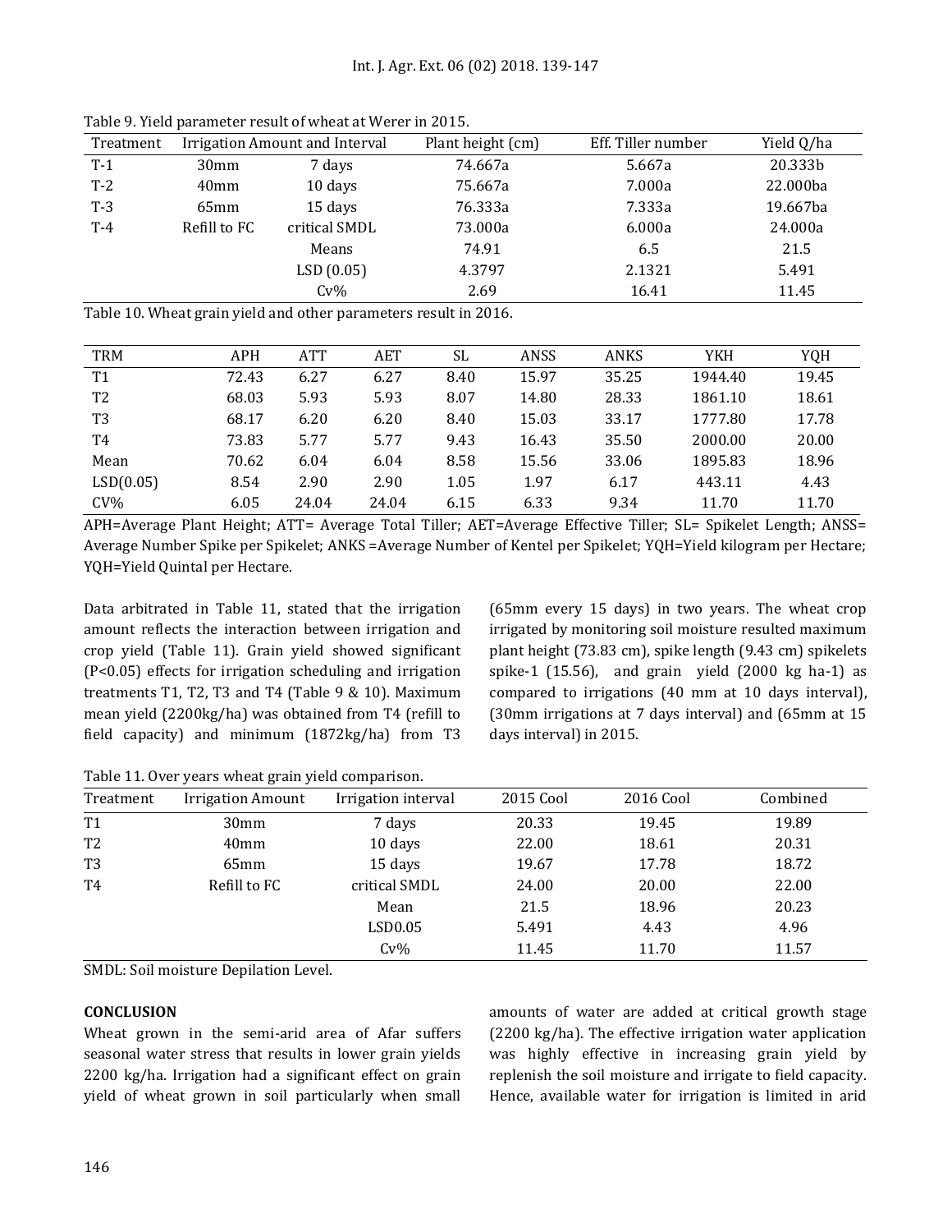Table 9. Yield parameter result of wheat at Werer in 2015.

| Treatment | Irrigation Amount and Interval | | Plant height (cm) | Eff. Tiller number | Yield Q/ha |
|---|---|---|---|---|---|
| T-1 | 30mm | 7 days | 74.667a | 5.667a | 20.333b |
| T-2 | 40mm | 10 days | 75.667a | 7.000a | 22.000ba |
| T-3 | 65mm | 15 days | 76.333a | 7.333a | 19.667ba |
| T-4 | Refill to FC | critical SMDL | 73.000a | 6.000a | 24.000a |
| | | Means | 74.91 | 6.5 | 21.5 |
| | | LSD (0.05) | 4.3797 | 2.1321 | 5.491 |
| | | Cv% | 2.69 | 16.41 | 11.45 |

Table 10. Wheat grain yield and other parameters result in 2016.

| TRM | APH | ATT | AET | SL | ANSS | ANKS | YKH | YQH |
|---|---|---|---|---|---|---|---|---|
| T1 | 72.43 | 6.27 | 6.27 | 8.40 | 15.97 | 35.25 | 1944.40 | 19.45 |
| T2 | 68.03 | 5.93 | 5.93 | 8.07 | 14.80 | 28.33 | 1861.10 | 18.61 |
| T3 | 68.17 | 6.20 | 6.20 | 8.40 | 15.03 | 33.17 | 1777.80 | 17.78 |
| T4 | 73.83 | 5.77 | 5.77 | 9.43 | 16.43 | 35.50 | 2000.00 | 20.00 |
| Mean | 70.62 | 6.04 | 6.04 | 8.58 | 15.56 | 33.06 | 1895.83 | 18.96 |
| LSD(0.05) | 8.54 | 2.90 | 2.90 | 1.05 | 1.97 | 6.17 | 443.11 | 4.43 |
| CV% | 6.05 | 24.04 | 24.04 | 6.15 | 6.33 | 9.34 | 11.70 | 11.70 |

APH=Average Plant Height; ATT= Average Total Tiller; AET=Average Effective Tiller; SL= Spikelet Length; ANSS= Average Number Spike per Spikelet; ANKS =Average Number of Kentel per Spikelet; YQH=Yield kilogram per Hectare; YQH=Yield Quintal per Hectare.

Data arbitrated in Table 11, stated that the irrigation amount reflects the interaction between irrigation and crop yield (Table 11). Grain yield showed significant ($P<0.05$) effects for irrigation scheduling and irrigation treatments T1, T2, T3 and T4 (Table 9 & 10). Maximum mean yield (2200kg/ha) was obtained from T4 (refill to field capacity) and minimum (1872kg/ha) from T3 (65mm every 15 days) in two years. The wheat crop irrigated by monitoring soil moisture resulted maximum plant height (73.83 cm), spike length (9.43 cm) spikelets spike-1 (15.56), and grain yield (2000 kg ha-1) as compared to irrigations (40 mm at 10 days interval), (30mm irrigations at 7 days interval) and (65mm at 15 days interval) in 2015.

Table 11. Over years wheat grain yield comparison.

| Treatment | Irrigation Amount | Irrigation interval | 2015 Cool | 2016 Cool | Combined |
|---|---|---|---|---|---|
| T1 | 30mm | 7 days | 20.33 | 19.45 | 19.89 |
| T2 | 40mm | 10 days | 22.00 | 18.61 | 20.31 |
| T3 | 65mm | 15 days | 19.67 | 17.78 | 18.72 |
| T4 | Refill to FC | critical SMDL | 24.00 | 20.00 | 22.00 |
| | | Mean | 21.5 | 18.96 | 20.23 |
| | | LSD0.05 | 5.491 | 4.43 | 4.96 |
| | | Cv% | 11.45 | 11.70 | 11.57 |

SMDL: Soil moisture Depilation Level.

**CONCLUSION**

Wheat grown in the semi-arid area of Afar suffers seasonal water stress that results in lower grain yields 2200 kg/ha. Irrigation had a significant effect on grain yield of wheat grown in soil particularly when small amounts of water are added at critical growth stage (2200 kg/ha). The effective irrigation water application was highly effective in increasing grain yield by replenish the soil moisture and irrigate to field capacity. Hence, available water for irrigation is limited in arid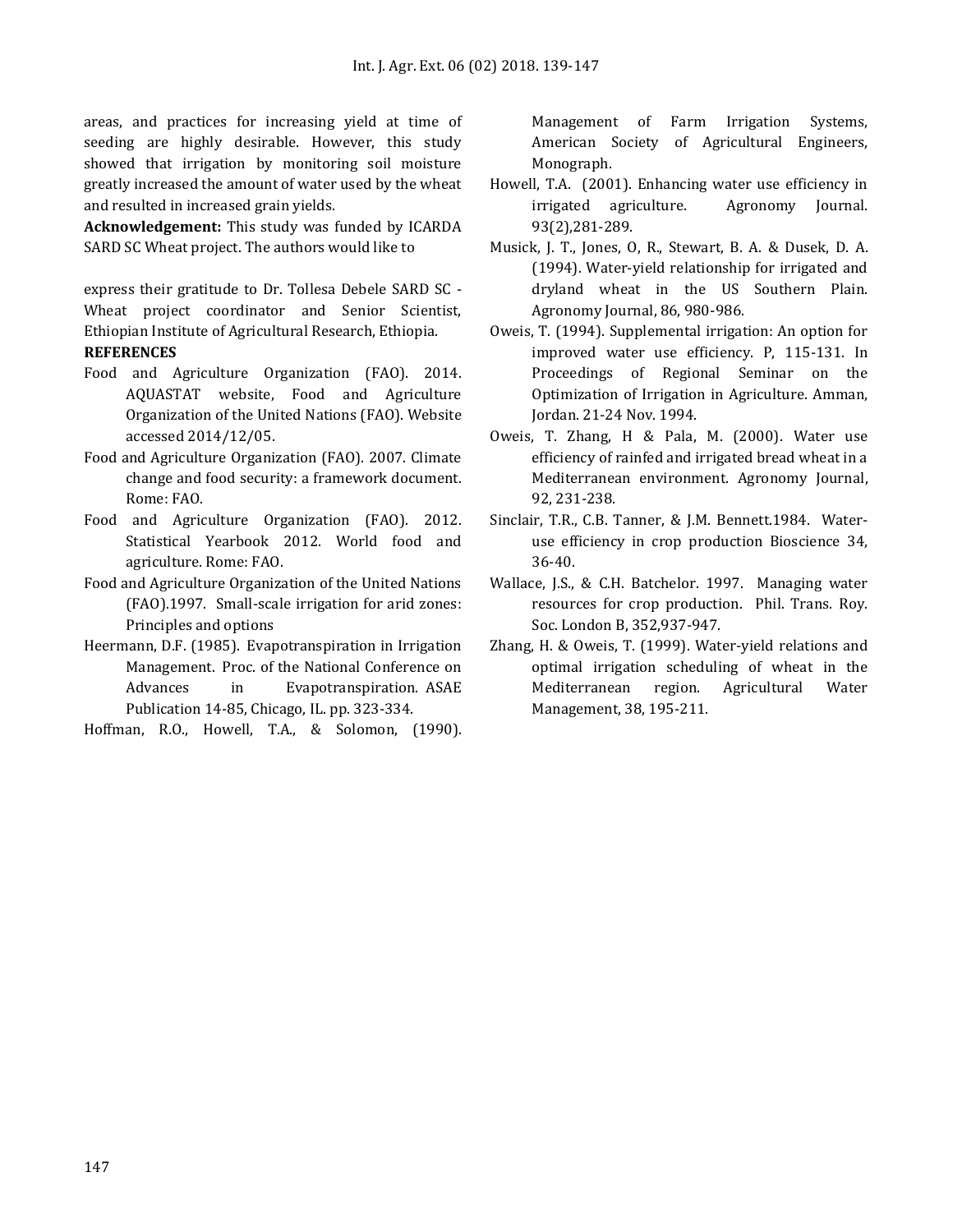areas, and practices for increasing yield at time of seeding are highly desirable. However, this study showed that irrigation by monitoring soil moisture greatly increased the amount of water used by the wheat and resulted in increased grain yields.

**Acknowledgement:** This study was funded by ICARDA SARD SC Wheat project. The authors would like to express their gratitude to Dr. Tollesa Debele SARD SC - Wheat project coordinator and Senior Scientist, Ethiopian Institute of Agricultural Research, Ethiopia.

**REFERENCES**

Food and Agriculture Organization (FAO). 2014. AQUASTAT website, Food and Agriculture Organization of the United Nations (FAO). Website accessed 2014/12/05.

Food and Agriculture Organization (FAO). 2007. Climate change and food security: a framework document. Rome: FAO.

Food and Agriculture Organization (FAO). 2012. Statistical Yearbook 2012. World food and agriculture. Rome: FAO.

Food and Agriculture Organization of the United Nations (FAO).1997. Small-scale irrigation for arid zones: Principles and options

Heermann, D.F. (1985). Evapotranspiration in Irrigation Management. Proc. of the National Conference on Advances in Evapotranspiration. ASAE Publication 14-85, Chicago, IL. pp. 323-334.

Hoffman, R.O., Howell, T.A., & Solomon, (1990). Management of Farm Irrigation Systems, American Society of Agricultural Engineers, Monograph.

Howell, T.A. (2001). Enhancing water use efficiency in irrigated agriculture. Agronomy Journal. 93(2),281-289.

Musick, J. T., Jones, O, R., Stewart, B. A. & Dusek, D. A. (1994). Water-yield relationship for irrigated and dryland wheat in the US Southern Plain. Agronomy Journal, 86, 980-986.

Oweis, T. (1994). Supplemental irrigation: An option for improved water use efficiency. P, 115-131. In Proceedings of Regional Seminar on the Optimization of Irrigation in Agriculture. Amman, Jordan. 21-24 Nov. 1994.

Oweis, T. Zhang, H & Pala, M. (2000). Water use efficiency of rainfed and irrigated bread wheat in a Mediterranean environment. Agronomy Journal, 92, 231-238.

Sinclair, T.R., C.B. Tanner, & J.M. Bennett.1984. Water-use efficiency in crop production Bioscience 34, 36-40.

Wallace, J.S., & C.H. Batchelor. 1997. Managing water resources for crop production. Phil. Trans. Roy. Soc. London B, 352,937-947.

Zhang, H. & Oweis, T. (1999). Water-yield relations and optimal irrigation scheduling of wheat in the Mediterranean region. Agricultural Water Management, 38, 195-211.